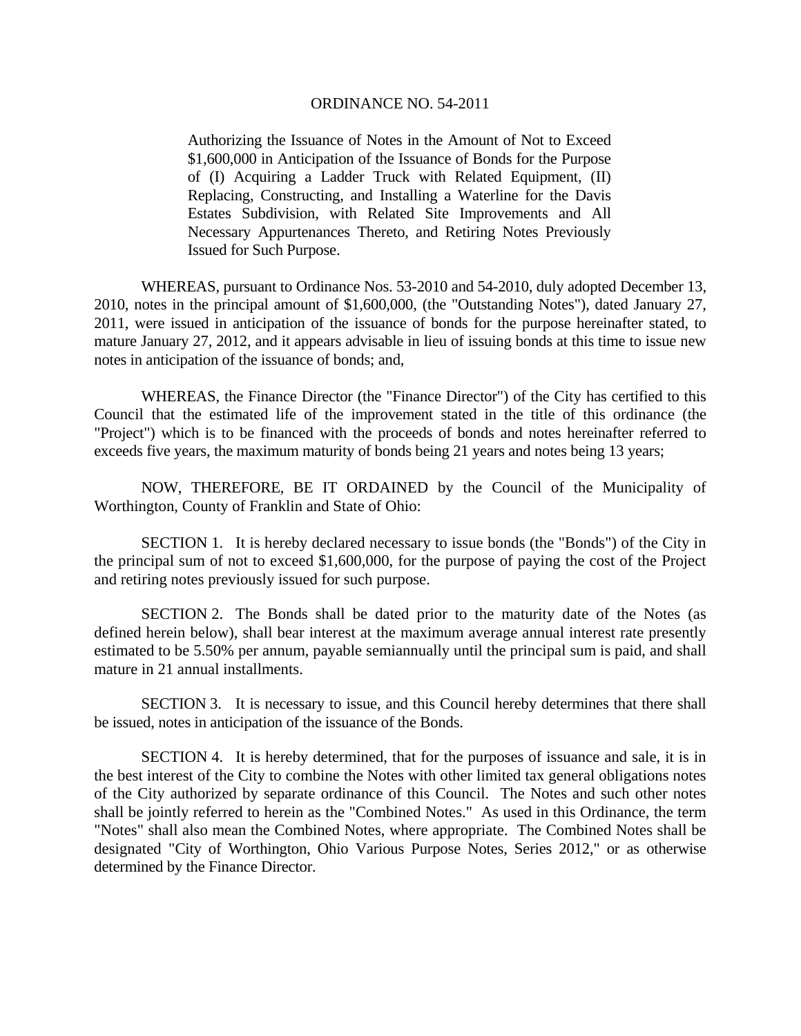# ORDINANCE NO. 54-2011

Authorizing the Issuance of Notes in the Amount of Not to Exceed $1,600,000 in Anticipation of the Issuance of Bonds for the Purpose of (I) Acquiring a Ladder Truck with Related Equipment, (II) Replacing, Constructing, and Installing a Waterline for the Davis Estates Subdivision, with Related Site Improvements and All Necessary Appurtenances Thereto, and Retiring Notes Previously Issued for Such Purpose.

WHEREAS, pursuant to Ordinance Nos. 53-2010 and 54-2010, duly adopted December 13, 2010, notes in the principal amount of $1,600,000, (the "Outstanding Notes"), dated January 27, 2011, were issued in anticipation of the issuance of bonds for the purpose hereinafter stated, to mature January 27, 2012, and it appears advisable in lieu of issuing bonds at this time to issue new notes in anticipation of the issuance of bonds; and,

WHEREAS, the Finance Director (the "Finance Director") of the City has certified to this Council that the estimated life of the improvement stated in the title of this ordinance (the "Project") which is to be financed with the proceeds of bonds and notes hereinafter referred to exceeds five years, the maximum maturity of bonds being 21 years and notes being 13 years;

NOW, THEREFORE, BE IT ORDAINED by the Council of the Municipality of Worthington, County of Franklin and State of Ohio:

SECTION 1. It is hereby declared necessary to issue bonds (the "Bonds") of the City in the principal sum of not to exceed $1,600,000, for the purpose of paying the cost of the Project and retiring notes previously issued for such purpose.

SECTION 2. The Bonds shall be dated prior to the maturity date of the Notes (as defined herein below), shall bear interest at the maximum average annual interest rate presently estimated to be 5.50% per annum, payable semiannually until the principal sum is paid, and shall mature in 21 annual installments.

SECTION 3. It is necessary to issue, and this Council hereby determines that there shall be issued, notes in anticipation of the issuance of the Bonds.

SECTION 4. It is hereby determined, that for the purposes of issuance and sale, it is in the best interest of the City to combine the Notes with other limited tax general obligations notes of the City authorized by separate ordinance of this Council. The Notes and such other notes shall be jointly referred to herein as the "Combined Notes." As used in this Ordinance, the term "Notes" shall also mean the Combined Notes, where appropriate. The Combined Notes shall be designated "City of Worthington, Ohio Various Purpose Notes, Series 2012," or as otherwise determined by the Finance Director.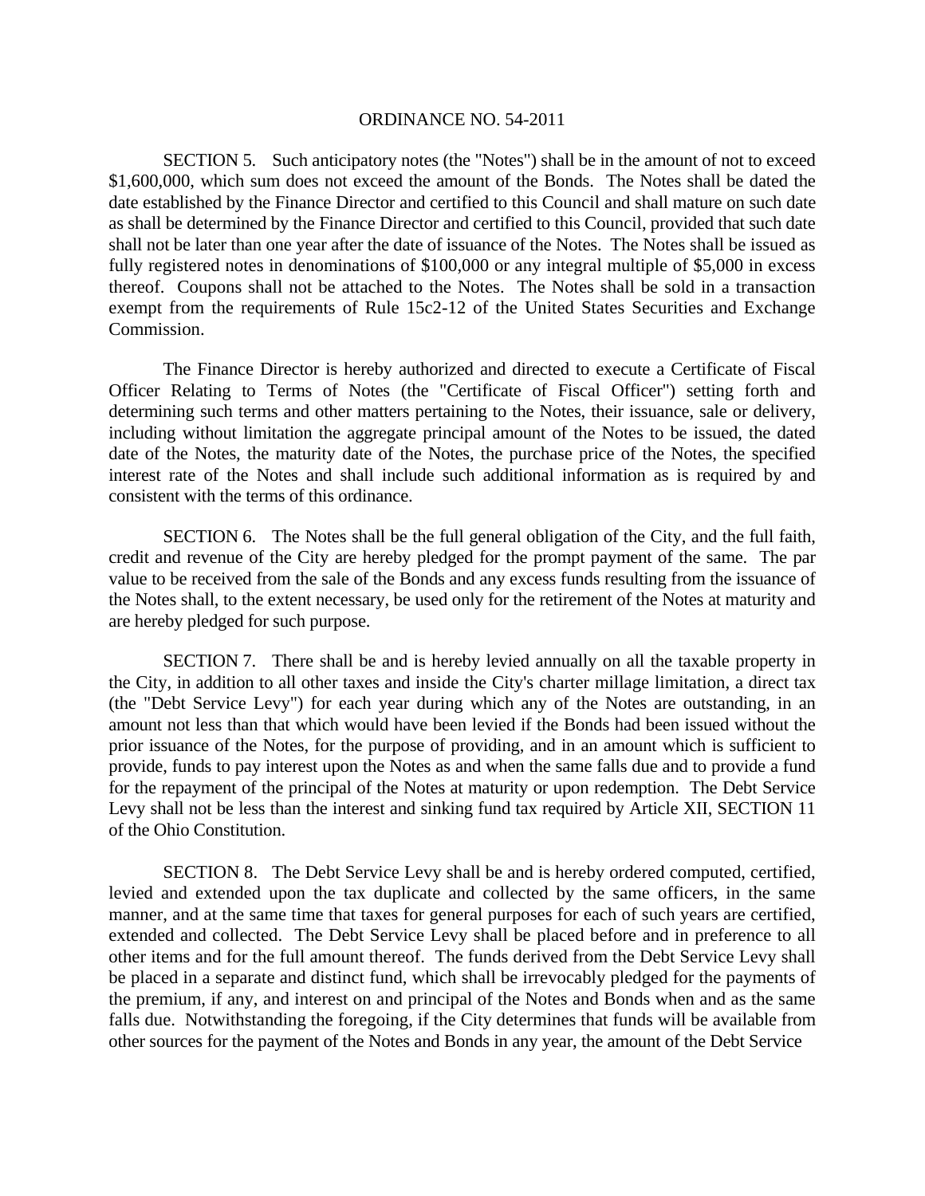ORDINANCE NO. 54-2011

SECTION 5. Such anticipatory notes (the "Notes") shall be in the amount of not to exceed $1,600,000, which sum does not exceed the amount of the Bonds. The Notes shall be dated the date established by the Finance Director and certified to this Council and shall mature on such date as shall be determined by the Finance Director and certified to this Council, provided that such date shall not be later than one year after the date of issuance of the Notes. The Notes shall be issued as fully registered notes in denominations of $100,000 or any integral multiple of $5,000 in excess thereof. Coupons shall not be attached to the Notes. The Notes shall be sold in a transaction exempt from the requirements of Rule 15c2-12 of the United States Securities and Exchange Commission.

The Finance Director is hereby authorized and directed to execute a Certificate of Fiscal Officer Relating to Terms of Notes (the "Certificate of Fiscal Officer") setting forth and determining such terms and other matters pertaining to the Notes, their issuance, sale or delivery, including without limitation the aggregate principal amount of the Notes to be issued, the dated date of the Notes, the maturity date of the Notes, the purchase price of the Notes, the specified interest rate of the Notes and shall include such additional information as is required by and consistent with the terms of this ordinance.

SECTION 6. The Notes shall be the full general obligation of the City, and the full faith, credit and revenue of the City are hereby pledged for the prompt payment of the same. The par value to be received from the sale of the Bonds and any excess funds resulting from the issuance of the Notes shall, to the extent necessary, be used only for the retirement of the Notes at maturity and are hereby pledged for such purpose.

SECTION 7. There shall be and is hereby levied annually on all the taxable property in the City, in addition to all other taxes and inside the City's charter millage limitation, a direct tax (the "Debt Service Levy") for each year during which any of the Notes are outstanding, in an amount not less than that which would have been levied if the Bonds had been issued without the prior issuance of the Notes, for the purpose of providing, and in an amount which is sufficient to provide, funds to pay interest upon the Notes as and when the same falls due and to provide a fund for the repayment of the principal of the Notes at maturity or upon redemption. The Debt Service Levy shall not be less than the interest and sinking fund tax required by Article XII, SECTION 11 of the Ohio Constitution.

SECTION 8. The Debt Service Levy shall be and is hereby ordered computed, certified, levied and extended upon the tax duplicate and collected by the same officers, in the same manner, and at the same time that taxes for general purposes for each of such years are certified, extended and collected. The Debt Service Levy shall be placed before and in preference to all other items and for the full amount thereof. The funds derived from the Debt Service Levy shall be placed in a separate and distinct fund, which shall be irrevocably pledged for the payments of the premium, if any, and interest on and principal of the Notes and Bonds when and as the same falls due. Notwithstanding the foregoing, if the City determines that funds will be available from other sources for the payment of the Notes and Bonds in any year, the amount of the Debt Service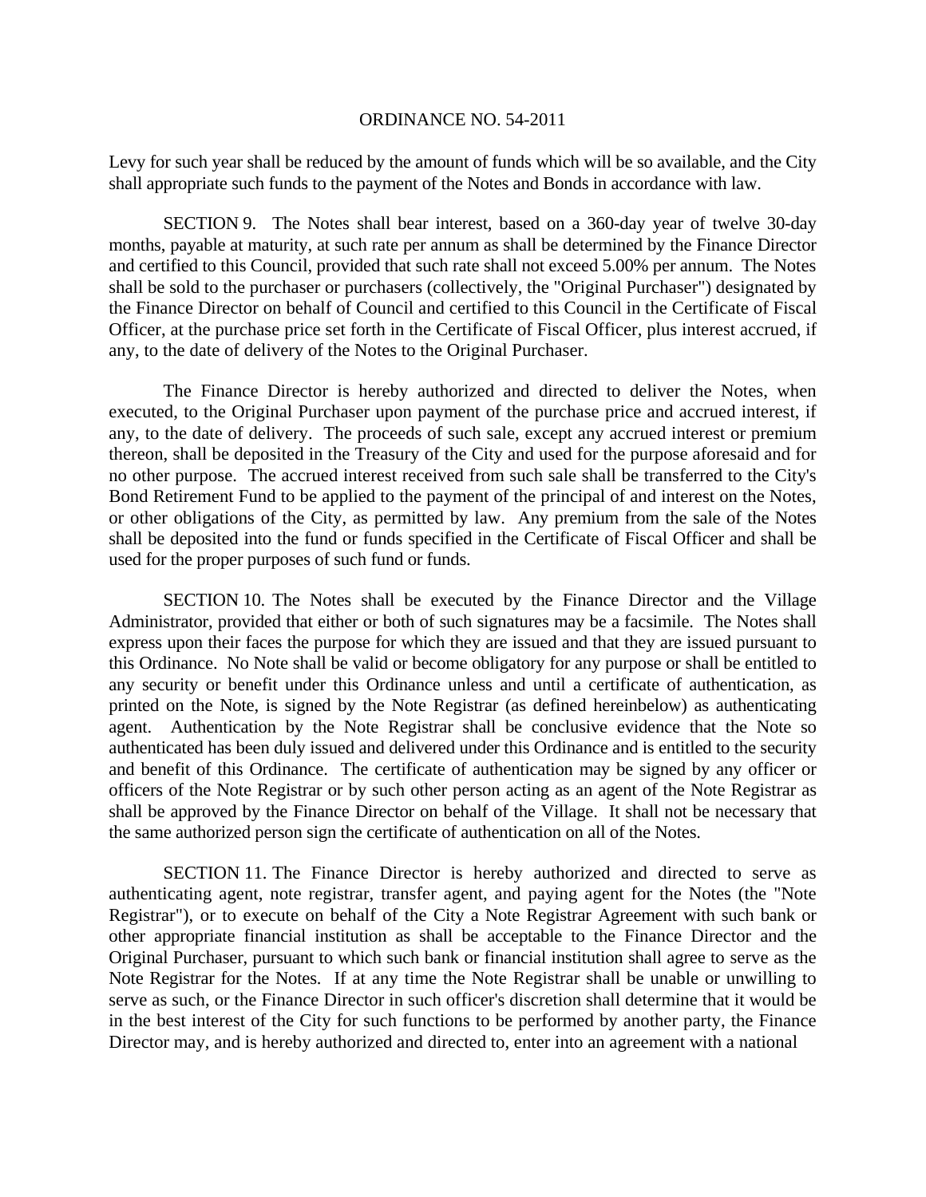Levy for such year shall be reduced by the amount of funds which will be so available, and the City shall appropriate such funds to the payment of the Notes and Bonds in accordance with law.

SECTION 9. The Notes shall bear interest, based on a 360-day year of twelve 30-day months, payable at maturity, at such rate per annum as shall be determined by the Finance Director and certified to this Council, provided that such rate shall not exceed 5.00% per annum. The Notes shall be sold to the purchaser or purchasers (collectively, the "Original Purchaser") designated by the Finance Director on behalf of Council and certified to this Council in the Certificate of Fiscal Officer, at the purchase price set forth in the Certificate of Fiscal Officer, plus interest accrued, if any, to the date of delivery of the Notes to the Original Purchaser.

The Finance Director is hereby authorized and directed to deliver the Notes, when executed, to the Original Purchaser upon payment of the purchase price and accrued interest, if any, to the date of delivery. The proceeds of such sale, except any accrued interest or premium thereon, shall be deposited in the Treasury of the City and used for the purpose aforesaid and for no other purpose. The accrued interest received from such sale shall be transferred to the City's Bond Retirement Fund to be applied to the payment of the principal of and interest on the Notes, or other obligations of the City, as permitted by law. Any premium from the sale of the Notes shall be deposited into the fund or funds specified in the Certificate of Fiscal Officer and shall be used for the proper purposes of such fund or funds.

SECTION 10. The Notes shall be executed by the Finance Director and the Village Administrator, provided that either or both of such signatures may be a facsimile. The Notes shall express upon their faces the purpose for which they are issued and that they are issued pursuant to this Ordinance. No Note shall be valid or become obligatory for any purpose or shall be entitled to any security or benefit under this Ordinance unless and until a certificate of authentication, as printed on the Note, is signed by the Note Registrar (as defined hereinbelow) as authenticating agent. Authentication by the Note Registrar shall be conclusive evidence that the Note so authenticated has been duly issued and delivered under this Ordinance and is entitled to the security and benefit of this Ordinance. The certificate of authentication may be signed by any officer or officers of the Note Registrar or by such other person acting as an agent of the Note Registrar as shall be approved by the Finance Director on behalf of the Village. It shall not be necessary that the same authorized person sign the certificate of authentication on all of the Notes.

SECTION 11. The Finance Director is hereby authorized and directed to serve as authenticating agent, note registrar, transfer agent, and paying agent for the Notes (the "Note Registrar"), or to execute on behalf of the City a Note Registrar Agreement with such bank or other appropriate financial institution as shall be acceptable to the Finance Director and the Original Purchaser, pursuant to which such bank or financial institution shall agree to serve as the Note Registrar for the Notes. If at any time the Note Registrar shall be unable or unwilling to serve as such, or the Finance Director in such officer's discretion shall determine that it would be in the best interest of the City for such functions to be performed by another party, the Finance Director may, and is hereby authorized and directed to, enter into an agreement with a national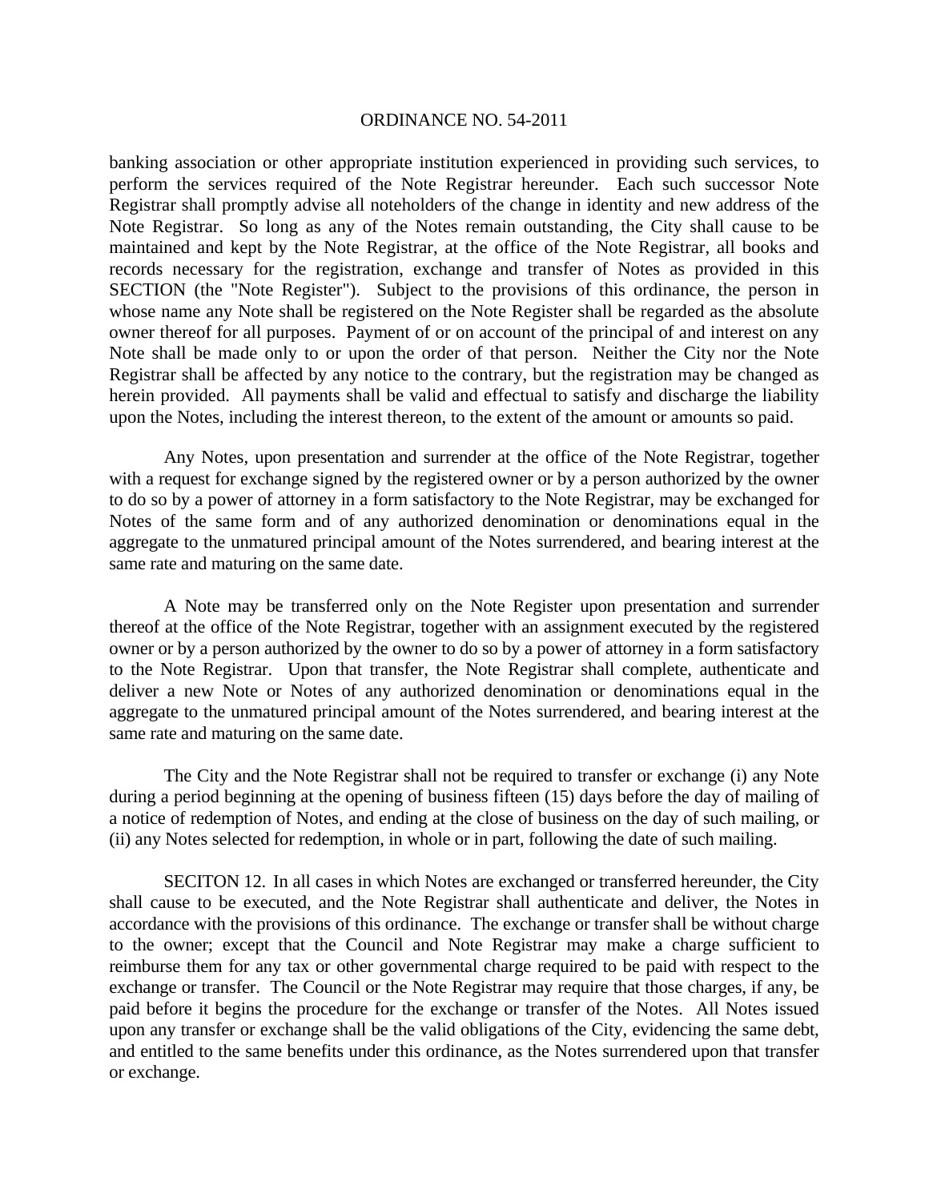banking association or other appropriate institution experienced in providing such services, to perform the services required of the Note Registrar hereunder. Each such successor Note Registrar shall promptly advise all noteholders of the change in identity and new address of the Note Registrar. So long as any of the Notes remain outstanding, the City shall cause to be maintained and kept by the Note Registrar, at the office of the Note Registrar, all books and records necessary for the registration, exchange and transfer of Notes as provided in this SECTION (the "Note Register"). Subject to the provisions of this ordinance, the person in whose name any Note shall be registered on the Note Register shall be regarded as the absolute owner thereof for all purposes. Payment of or on account of the principal of and interest on any Note shall be made only to or upon the order of that person. Neither the City nor the Note Registrar shall be affected by any notice to the contrary, but the registration may be changed as herein provided. All payments shall be valid and effectual to satisfy and discharge the liability upon the Notes, including the interest thereon, to the extent of the amount or amounts so paid.

Any Notes, upon presentation and surrender at the office of the Note Registrar, together with a request for exchange signed by the registered owner or by a person authorized by the owner to do so by a power of attorney in a form satisfactory to the Note Registrar, may be exchanged for Notes of the same form and of any authorized denomination or denominations equal in the aggregate to the unmatured principal amount of the Notes surrendered, and bearing interest at the same rate and maturing on the same date.

A Note may be transferred only on the Note Register upon presentation and surrender thereof at the office of the Note Registrar, together with an assignment executed by the registered owner or by a person authorized by the owner to do so by a power of attorney in a form satisfactory to the Note Registrar. Upon that transfer, the Note Registrar shall complete, authenticate and deliver a new Note or Notes of any authorized denomination or denominations equal in the aggregate to the unmatured principal amount of the Notes surrendered, and bearing interest at the same rate and maturing on the same date.

The City and the Note Registrar shall not be required to transfer or exchange (i) any Note during a period beginning at the opening of business fifteen (15) days before the day of mailing of a notice of redemption of Notes, and ending at the close of business on the day of such mailing, or (ii) any Notes selected for redemption, in whole or in part, following the date of such mailing.

SECITON 12. In all cases in which Notes are exchanged or transferred hereunder, the City shall cause to be executed, and the Note Registrar shall authenticate and deliver, the Notes in accordance with the provisions of this ordinance. The exchange or transfer shall be without charge to the owner; except that the Council and Note Registrar may make a charge sufficient to reimburse them for any tax or other governmental charge required to be paid with respect to the exchange or transfer. The Council or the Note Registrar may require that those charges, if any, be paid before it begins the procedure for the exchange or transfer of the Notes. All Notes issued upon any transfer or exchange shall be the valid obligations of the City, evidencing the same debt, and entitled to the same benefits under this ordinance, as the Notes surrendered upon that transfer or exchange.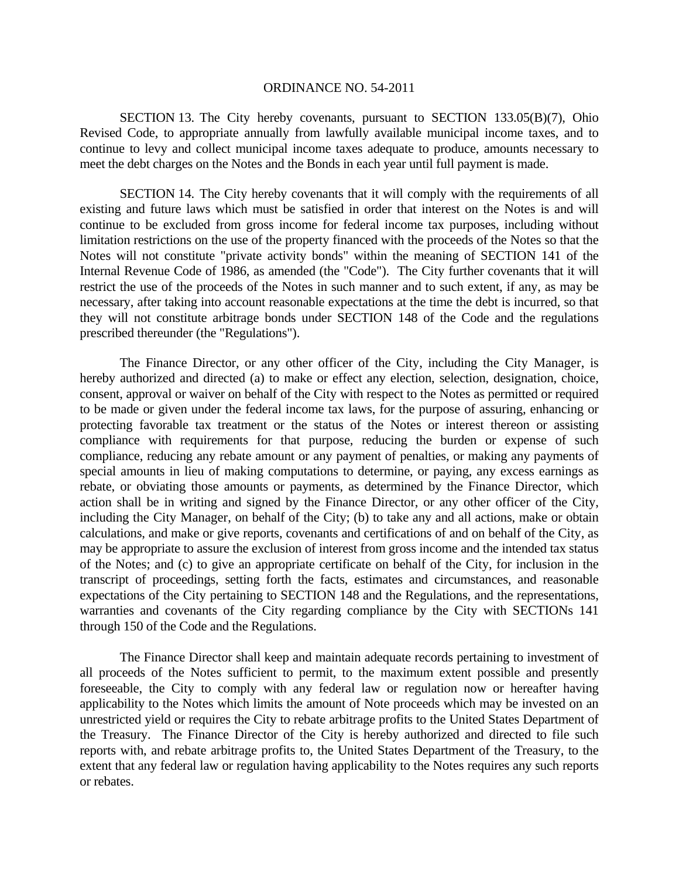ORDINANCE NO. 54-2011

SECTION 13. The City hereby covenants, pursuant to SECTION 133.05(B)(7), Ohio Revised Code, to appropriate annually from lawfully available municipal income taxes, and to continue to levy and collect municipal income taxes adequate to produce, amounts necessary to meet the debt charges on the Notes and the Bonds in each year until full payment is made.

SECTION 14. The City hereby covenants that it will comply with the requirements of all existing and future laws which must be satisfied in order that interest on the Notes is and will continue to be excluded from gross income for federal income tax purposes, including without limitation restrictions on the use of the property financed with the proceeds of the Notes so that the Notes will not constitute "private activity bonds" within the meaning of SECTION 141 of the Internal Revenue Code of 1986, as amended (the "Code"). The City further covenants that it will restrict the use of the proceeds of the Notes in such manner and to such extent, if any, as may be necessary, after taking into account reasonable expectations at the time the debt is incurred, so that they will not constitute arbitrage bonds under SECTION 148 of the Code and the regulations prescribed thereunder (the "Regulations").

The Finance Director, or any other officer of the City, including the City Manager, is hereby authorized and directed (a) to make or effect any election, selection, designation, choice, consent, approval or waiver on behalf of the City with respect to the Notes as permitted or required to be made or given under the federal income tax laws, for the purpose of assuring, enhancing or protecting favorable tax treatment or the status of the Notes or interest thereon or assisting compliance with requirements for that purpose, reducing the burden or expense of such compliance, reducing any rebate amount or any payment of penalties, or making any payments of special amounts in lieu of making computations to determine, or paying, any excess earnings as rebate, or obviating those amounts or payments, as determined by the Finance Director, which action shall be in writing and signed by the Finance Director, or any other officer of the City, including the City Manager, on behalf of the City; (b) to take any and all actions, make or obtain calculations, and make or give reports, covenants and certifications of and on behalf of the City, as may be appropriate to assure the exclusion of interest from gross income and the intended tax status of the Notes; and (c) to give an appropriate certificate on behalf of the City, for inclusion in the transcript of proceedings, setting forth the facts, estimates and circumstances, and reasonable expectations of the City pertaining to SECTION 148 and the Regulations, and the representations, warranties and covenants of the City regarding compliance by the City with SECTIONs 141 through 150 of the Code and the Regulations.

The Finance Director shall keep and maintain adequate records pertaining to investment of all proceeds of the Notes sufficient to permit, to the maximum extent possible and presently foreseeable, the City to comply with any federal law or regulation now or hereafter having applicability to the Notes which limits the amount of Note proceeds which may be invested on an unrestricted yield or requires the City to rebate arbitrage profits to the United States Department of the Treasury. The Finance Director of the City is hereby authorized and directed to file such reports with, and rebate arbitrage profits to, the United States Department of the Treasury, to the extent that any federal law or regulation having applicability to the Notes requires any such reports or rebates.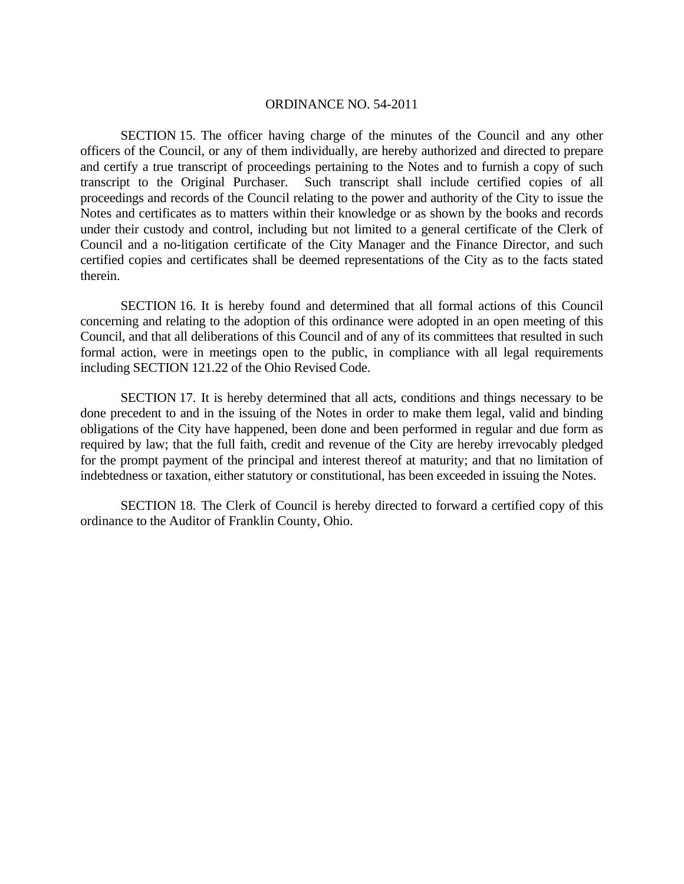ORDINANCE NO. 54-2011

SECTION 15. The officer having charge of the minutes of the Council and any other officers of the Council, or any of them individually, are hereby authorized and directed to prepare and certify a true transcript of proceedings pertaining to the Notes and to furnish a copy of such transcript to the Original Purchaser. Such transcript shall include certified copies of all proceedings and records of the Council relating to the power and authority of the City to issue the Notes and certificates as to matters within their knowledge or as shown by the books and records under their custody and control, including but not limited to a general certificate of the Clerk of Council and a no-litigation certificate of the City Manager and the Finance Director, and such certified copies and certificates shall be deemed representations of the City as to the facts stated therein.

SECTION 16. It is hereby found and determined that all formal actions of this Council concerning and relating to the adoption of this ordinance were adopted in an open meeting of this Council, and that all deliberations of this Council and of any of its committees that resulted in such formal action, were in meetings open to the public, in compliance with all legal requirements including SECTION 121.22 of the Ohio Revised Code.

SECTION 17. It is hereby determined that all acts, conditions and things necessary to be done precedent to and in the issuing of the Notes in order to make them legal, valid and binding obligations of the City have happened, been done and been performed in regular and due form as required by law; that the full faith, credit and revenue of the City are hereby irrevocably pledged for the prompt payment of the principal and interest thereof at maturity; and that no limitation of indebtedness or taxation, either statutory or constitutional, has been exceeded in issuing the Notes.

SECTION 18. The Clerk of Council is hereby directed to forward a certified copy of this ordinance to the Auditor of Franklin County, Ohio.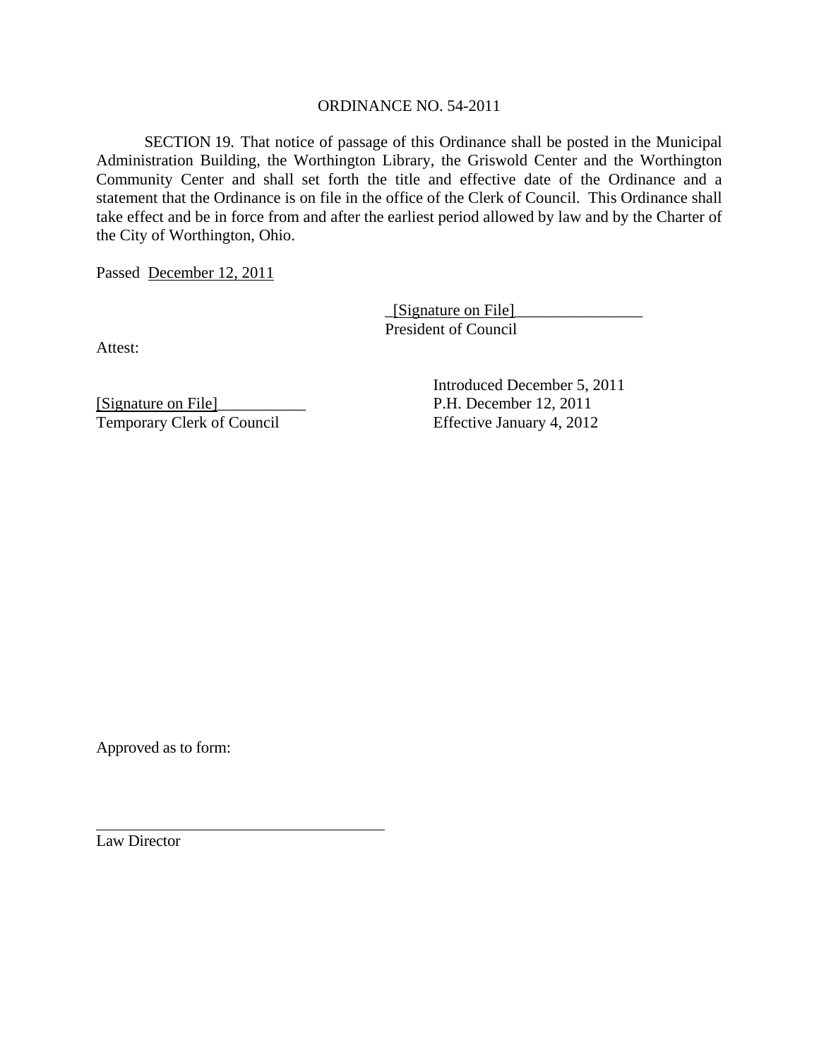ORDINANCE NO. 54-2011

SECTION 19. That notice of passage of this Ordinance shall be posted in the Municipal Administration Building, the Worthington Library, the Griswold Center and the Worthington Community Center and shall set forth the title and effective date of the Ordinance and a statement that the Ordinance is on file in the office of the Clerk of Council. This Ordinance shall take effect and be in force from and after the earliest period allowed by law and by the Charter of the City of Worthington, Ohio.

Passed December 12, 2011

_[Signature on File]_________________
President of Council

Attest:

[Signature on File]___________
Temporary Clerk of Council

Introduced December 5, 2011
P.H. December 12, 2011
Effective January 4, 2012

Approved as to form:

_____________________________________
Law Director